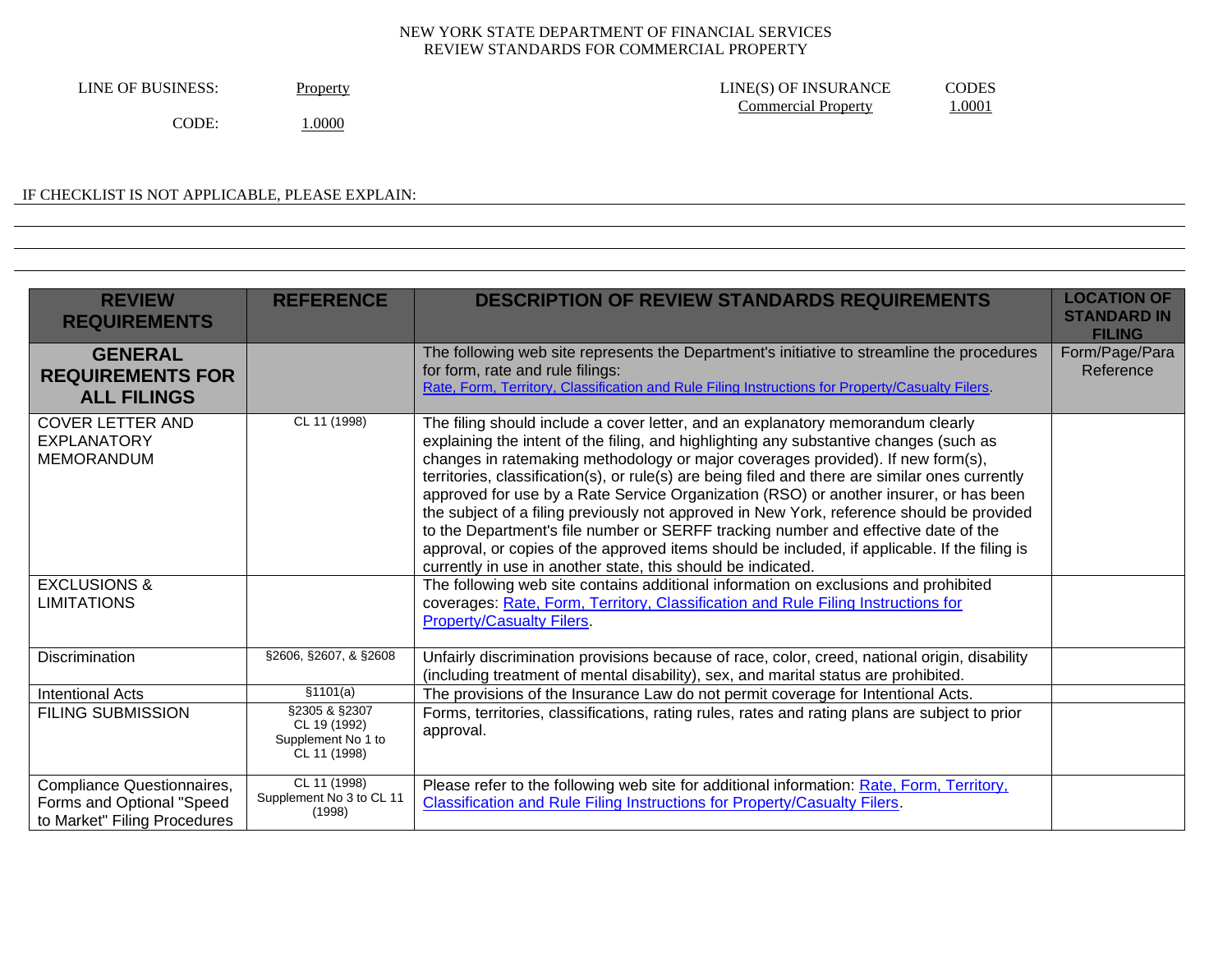NEW YORK STATE DEPARTMENT OF FINANCIAL SERVICES
REVIEW STANDARDS FOR COMMERCIAL PROPERTY

LINE OF BUSINESS: Property

CODE: 1.0000

LINE(S) OF INSURANCE: Commercial Property

CODES: 1.0001

IF CHECKLIST IS NOT APPLICABLE, PLEASE EXPLAIN:

| REVIEW REQUIREMENTS | REFERENCE | DESCRIPTION OF REVIEW STANDARDS REQUIREMENTS | LOCATION OF STANDARD IN FILING |
|---|---|---|---|
| **GENERAL REQUIREMENTS FOR ALL FILINGS** | | The following web site represents the Department's initiative to streamline the procedures for form, rate and rule filings: [Rate, Form, Territory, Classification and Rule Filing Instructions for Property/Casualty Filers]. | Form/Page/Para Reference |
| COVER LETTER AND EXPLANATORY MEMORANDUM | CL 11 (1998) | The filing should include a cover letter, and an explanatory memorandum clearly explaining the intent of the filing, and highlighting any substantive changes (such as changes in ratemaking methodology or major coverages provided). If new form(s), territories, classification(s), or rule(s) are being filed and there are similar ones currently approved for use by a Rate Service Organization (RSO) or another insurer, or has been the subject of a filing previously not approved in New York, reference should be provided to the Department's file number or SERFF tracking number and effective date of the approval, or copies of the approved items should be included, if applicable. If the filing is currently in use in another state, this should be indicated. | |
| EXCLUSIONS & LIMITATIONS | | The following web site contains additional information on exclusions and prohibited coverages: [Rate, Form, Territory, Classification and Rule Filing Instructions for Property/Casualty Filers]. | |
| Discrimination | §2606, §2607, & §2608 | Unfairly discrimination provisions because of race, color, creed, national origin, disability (including treatment of mental disability), sex, and marital status are prohibited. | |
| Intentional Acts | §1101(a) | The provisions of the Insurance Law do not permit coverage for Intentional Acts. | |
| FILING SUBMISSION | §2305 & §2307<br>CL 19 (1992)<br>Supplement No 1 to CL 11 (1998) | Forms, territories, classifications, rating rules, rates and rating plans are subject to prior approval. | |
| Compliance Questionnaires, Forms and Optional "Speed to Market" Filing Procedures | CL 11 (1998)<br>Supplement No 3 to CL 11 (1998) | Please refer to the following web site for additional information: [Rate, Form, Territory, Classification and Rule Filing Instructions for Property/Casualty Filers]. | |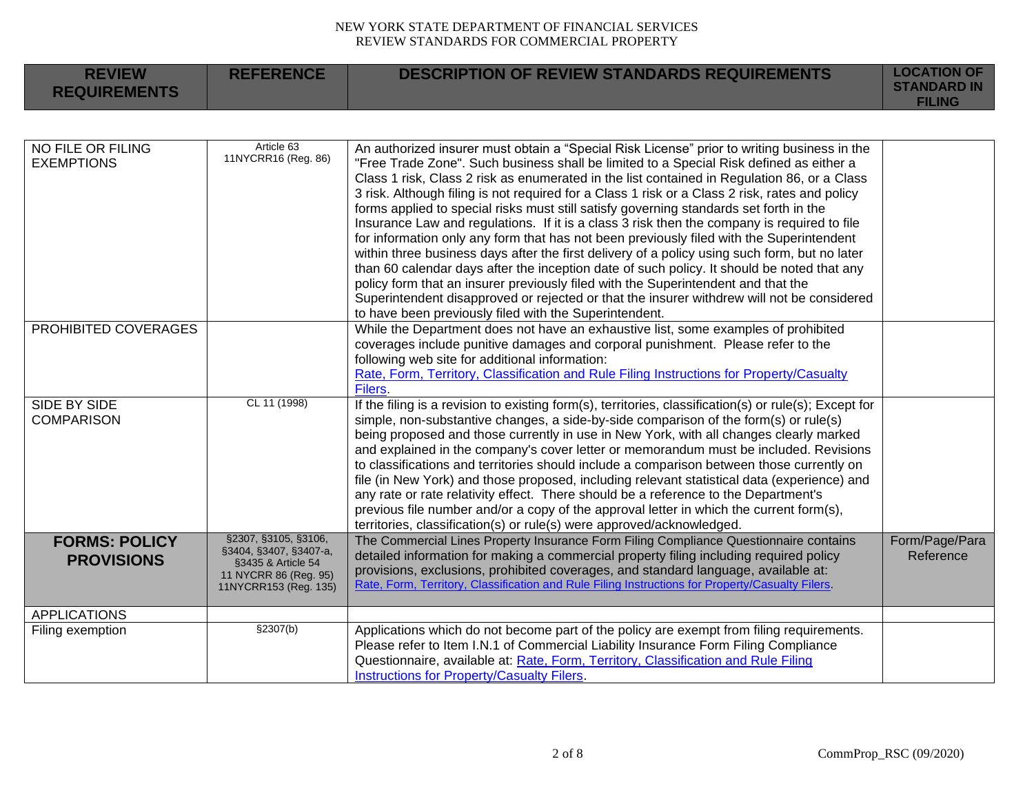| REVIEW REQUIREMENTS | REFERENCE | DESCRIPTION OF REVIEW STANDARDS REQUIREMENTS | LOCATION OF STANDARD IN FILING |
|---|---|---|---|
| NO FILE OR FILING EXEMPTIONS | Article 63 11NYCRR16 (Reg. 86) | An authorized insurer must obtain a "Special Risk License" prior to writing business in the "Free Trade Zone". Such business shall be limited to a Special Risk defined as either a Class 1 risk, Class 2 risk as enumerated in the list contained in Regulation 86, or a Class 3 risk. Although filing is not required for a Class 1 risk or a Class 2 risk, rates and policy forms applied to special risks must still satisfy governing standards set forth in the Insurance Law and regulations. If it is a class 3 risk then the company is required to file for information only any form that has not been previously filed with the Superintendent within three business days after the first delivery of a policy using such form, but no later than 60 calendar days after the inception date of such policy. It should be noted that any policy form that an insurer previously filed with the Superintendent and that the Superintendent disapproved or rejected or that the insurer withdrew will not be considered to have been previously filed with the Superintendent. | |
| PROHIBITED COVERAGES | | While the Department does not have an exhaustive list, some examples of prohibited coverages include punitive damages and corporal punishment. Please refer to the following web site for additional information: Rate, Form, Territory, Classification and Rule Filing Instructions for Property/Casualty Filers. | |
| SIDE BY SIDE COMPARISON | CL 11 (1998) | If the filing is a revision to existing form(s), territories, classification(s) or rule(s); Except for simple, non-substantive changes, a side-by-side comparison of the form(s) or rule(s) being proposed and those currently in use in New York, with all changes clearly marked and explained in the company's cover letter or memorandum must be included. Revisions to classifications and territories should include a comparison between those currently on file (in New York) and those proposed, including relevant statistical data (experience) and any rate or rate relativity effect. There should be a reference to the Department's previous file number and/or a copy of the approval letter in which the current form(s), territories, classification(s) or rule(s) were approved/acknowledged. | |
| **FORMS: POLICY PROVISIONS** | §2307, §3105, §3106, §3404, §3407, §3407-a, §3435 & Article 54 11 NYCRR 86 (Reg. 95) 11NYCRR153 (Reg. 135) | The Commercial Lines Property Insurance Form Filing Compliance Questionnaire contains detailed information for making a commercial property filing including required policy provisions, exclusions, prohibited coverages, and standard language, available at: Rate, Form, Territory, Classification and Rule Filing Instructions for Property/Casualty Filers. | Form/Page/Para Reference |
| APPLICATIONS | | | |
| Filing exemption | §2307(b) | Applications which do not become part of the policy are exempt from filing requirements. Please refer to Item I.N.1 of Commercial Liability Insurance Form Filing Compliance Questionnaire, available at: Rate, Form, Territory, Classification and Rule Filing Instructions for Property/Casualty Filers. | |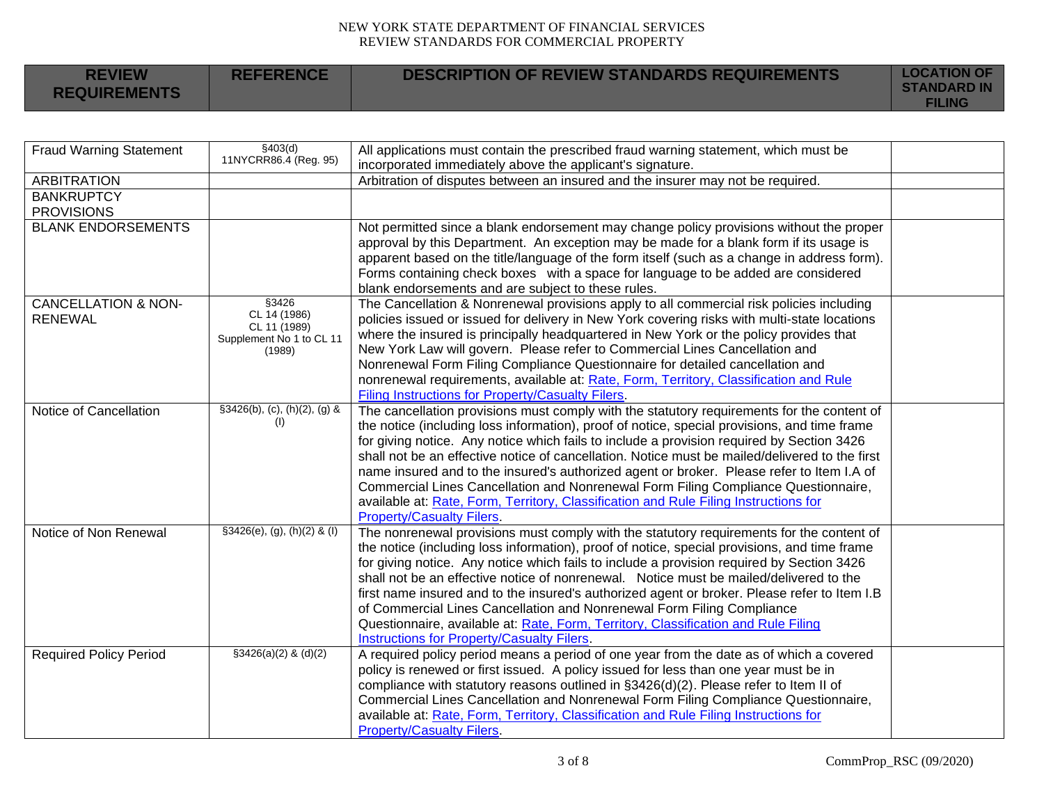| REVIEW REQUIREMENTS | REFERENCE | DESCRIPTION OF REVIEW STANDARDS REQUIREMENTS | LOCATION OF STANDARD IN FILING |
|---|---|---|---|
| Fraud Warning Statement | §403(d) 11NYCRR86.4 (Reg. 95) | All applications must contain the prescribed fraud warning statement, which must be incorporated immediately above the applicant's signature. | |
| ARBITRATION | | Arbitration of disputes between an insured and the insurer may not be required. | |
| BANKRUPTCY PROVISIONS | | | |
| BLANK ENDORSEMENTS | | Not permitted since a blank endorsement may change policy provisions without the proper approval by this Department. An exception may be made for a blank form if its usage is apparent based on the title/language of the form itself (such as a change in address form). Forms containing check boxes with a space for language to be added are considered blank endorsements and are subject to these rules. | |
| CANCELLATION & NON-RENEWAL | §3426 CL 14 (1986) CL 11 (1989) Supplement No 1 to CL 11 (1989) | The Cancellation & Nonrenewal provisions apply to all commercial risk policies including policies issued or issued for delivery in New York covering risks with multi-state locations where the insured is principally headquartered in New York or the policy provides that New York Law will govern. Please refer to Commercial Lines Cancellation and Nonrenewal Form Filing Compliance Questionnaire for detailed cancellation and nonrenewal requirements, available at: Rate, Form, Territory, Classification and Rule Filing Instructions for Property/Casualty Filers. | |
| Notice of Cancellation | §3426(b), (c), (h)(2), (g) & (l) | The cancellation provisions must comply with the statutory requirements for the content of the notice (including loss information), proof of notice, special provisions, and time frame for giving notice. Any notice which fails to include a provision required by Section 3426 shall not be an effective notice of cancellation. Notice must be mailed/delivered to the first name insured and to the insured's authorized agent or broker. Please refer to Item I.A of Commercial Lines Cancellation and Nonrenewal Form Filing Compliance Questionnaire, available at: Rate, Form, Territory, Classification and Rule Filing Instructions for Property/Casualty Filers. | |
| Notice of Non Renewal | §3426(e), (g), (h)(2) & (l) | The nonrenewal provisions must comply with the statutory requirements for the content of the notice (including loss information), proof of notice, special provisions, and time frame for giving notice. Any notice which fails to include a provision required by Section 3426 shall not be an effective notice of nonrenewal. Notice must be mailed/delivered to the first name insured and to the insured's authorized agent or broker. Please refer to Item I.B of Commercial Lines Cancellation and Nonrenewal Form Filing Compliance Questionnaire, available at: Rate, Form, Territory, Classification and Rule Filing Instructions for Property/Casualty Filers. | |
| Required Policy Period | §3426(a)(2) & (d)(2) | A required policy period means a period of one year from the date as of which a covered policy is renewed or first issued. A policy issued for less than one year must be in compliance with statutory reasons outlined in §3426(d)(2). Please refer to Item II of Commercial Lines Cancellation and Nonrenewal Form Filing Compliance Questionnaire, available at: Rate, Form, Territory, Classification and Rule Filing Instructions for Property/Casualty Filers. | |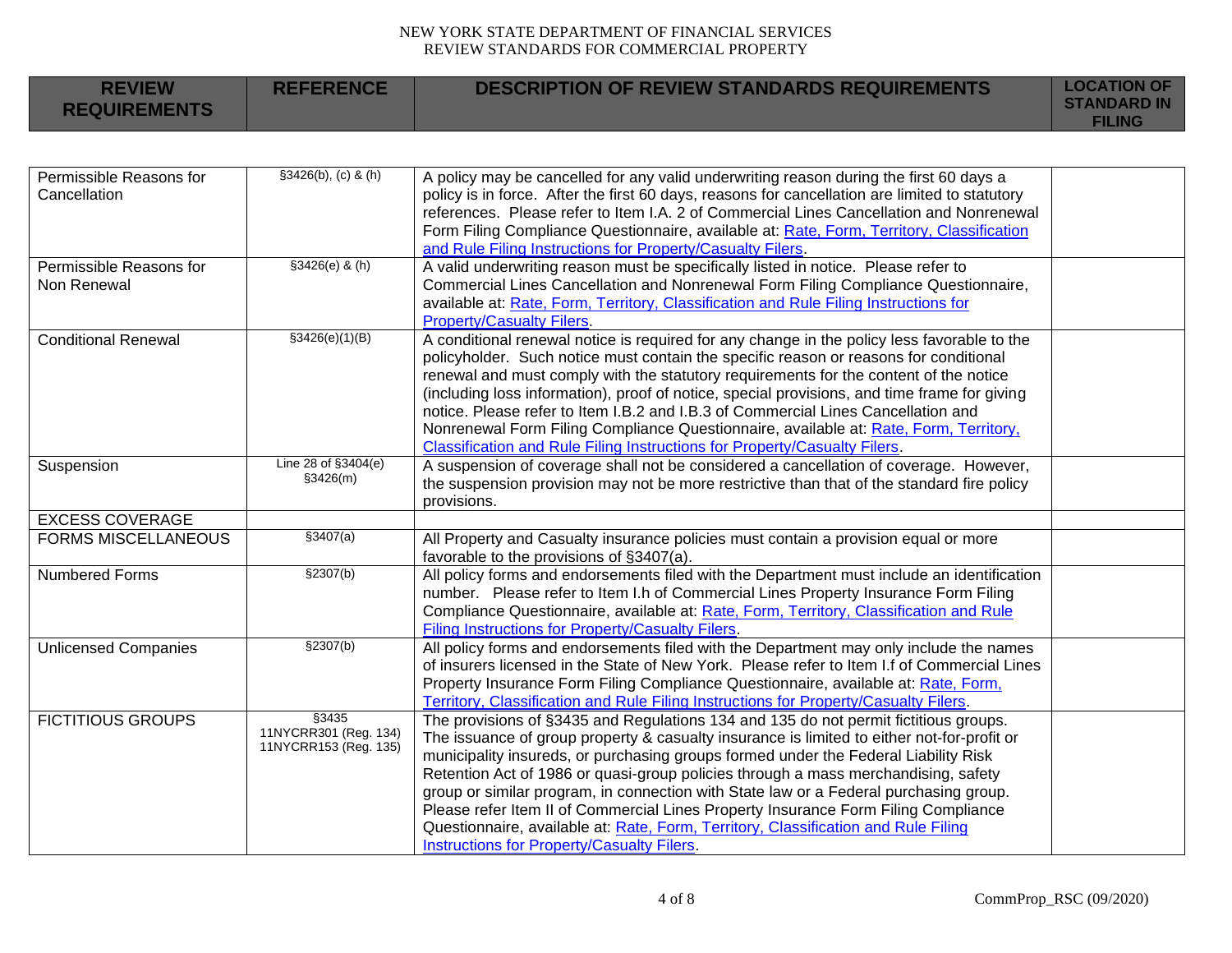NEW YORK STATE DEPARTMENT OF FINANCIAL SERVICES
REVIEW STANDARDS FOR COMMERCIAL PROPERTY

| REVIEW REQUIREMENTS | REFERENCE | DESCRIPTION OF REVIEW STANDARDS REQUIREMENTS | LOCATION OF STANDARD IN FILING |
|---|---|---|---|
| Permissible Reasons for Cancellation | §3426(b), (c) & (h) | A policy may be cancelled for any valid underwriting reason during the first 60 days a policy is in force. After the first 60 days, reasons for cancellation are limited to statutory references. Please refer to Item I.A. 2 of Commercial Lines Cancellation and Nonrenewal Form Filing Compliance Questionnaire, available at: Rate, Form, Territory, Classification and Rule Filing Instructions for Property/Casualty Filers. | |
| Permissible Reasons for Non Renewal | §3426(e) & (h) | A valid underwriting reason must be specifically listed in notice. Please refer to Commercial Lines Cancellation and Nonrenewal Form Filing Compliance Questionnaire, available at: Rate, Form, Territory, Classification and Rule Filing Instructions for Property/Casualty Filers. | |
| Conditional Renewal | §3426(e)(1)(B) | A conditional renewal notice is required for any change in the policy less favorable to the policyholder. Such notice must contain the specific reason or reasons for conditional renewal and must comply with the statutory requirements for the content of the notice (including loss information), proof of notice, special provisions, and time frame for giving notice. Please refer to Item I.B.2 and I.B.3 of Commercial Lines Cancellation and Nonrenewal Form Filing Compliance Questionnaire, available at: Rate, Form, Territory, Classification and Rule Filing Instructions for Property/Casualty Filers. | |
| Suspension | Line 28 of §3404(e) §3426(m) | A suspension of coverage shall not be considered a cancellation of coverage. However, the suspension provision may not be more restrictive than that of the standard fire policy provisions. | |
| EXCESS COVERAGE | | | |
| FORMS MISCELLANEOUS | §3407(a) | All Property and Casualty insurance policies must contain a provision equal or more favorable to the provisions of §3407(a). | |
| Numbered Forms | §2307(b) | All policy forms and endorsements filed with the Department must include an identification number. Please refer to Item I.h of Commercial Lines Property Insurance Form Filing Compliance Questionnaire, available at: Rate, Form, Territory, Classification and Rule Filing Instructions for Property/Casualty Filers. | |
| Unlicensed Companies | §2307(b) | All policy forms and endorsements filed with the Department may only include the names of insurers licensed in the State of New York. Please refer to Item I.f of Commercial Lines Property Insurance Form Filing Compliance Questionnaire, available at: Rate, Form, Territory, Classification and Rule Filing Instructions for Property/Casualty Filers. | |
| FICTITIOUS GROUPS | §3435 11NYCRR301 (Reg. 134) 11NYCRR153 (Reg. 135) | The provisions of §3435 and Regulations 134 and 135 do not permit fictitious groups. The issuance of group property & casualty insurance is limited to either not-for-profit or municipality insureds, or purchasing groups formed under the Federal Liability Risk Retention Act of 1986 or quasi-group policies through a mass merchandising, safety group or similar program, in connection with State law or a Federal purchasing group. Please refer Item II of Commercial Lines Property Insurance Form Filing Compliance Questionnaire, available at: Rate, Form, Territory, Classification and Rule Filing Instructions for Property/Casualty Filers. | |

CommProp_RSC (09/2020)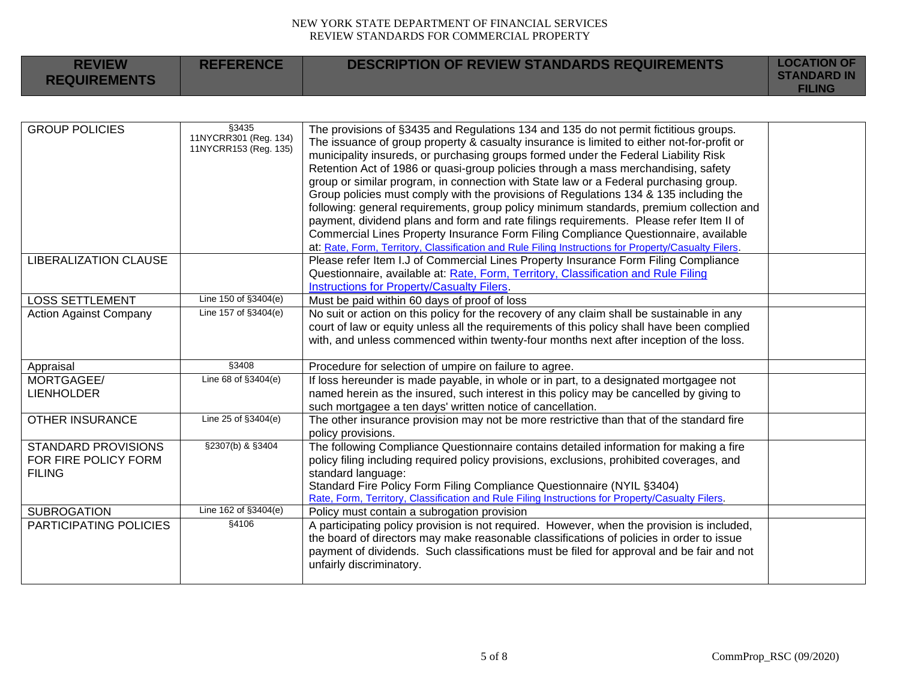| REVIEW REQUIREMENTS | REFERENCE | DESCRIPTION OF REVIEW STANDARDS REQUIREMENTS | LOCATION OF STANDARD IN FILING |
|---|---|---|---|
| GROUP POLICIES | §3435 11NYCRR301 (Reg. 134) 11NYCRR153 (Reg. 135) | The provisions of §3435 and Regulations 134 and 135 do not permit fictitious groups. The issuance of group property & casualty insurance is limited to either not-for-profit or municipality insureds, or purchasing groups formed under the Federal Liability Risk Retention Act of 1986 or quasi-group policies through a mass merchandising, safety group or similar program, in connection with State law or a Federal purchasing group. Group policies must comply with the provisions of Regulations 134 & 135 including the following: general requirements, group policy minimum standards, premium collection and payment, dividend plans and form and rate filings requirements. Please refer Item II of Commercial Lines Property Insurance Form Filing Compliance Questionnaire, available at: Rate, Form, Territory, Classification and Rule Filing Instructions for Property/Casualty Filers. | |
| LIBERALIZATION CLAUSE | | Please refer Item I.J of Commercial Lines Property Insurance Form Filing Compliance Questionnaire, available at: Rate, Form, Territory, Classification and Rule Filing Instructions for Property/Casualty Filers. | |
| LOSS SETTLEMENT | Line 150 of §3404(e) | Must be paid within 60 days of proof of loss | |
| Action Against Company | Line 157 of §3404(e) | No suit or action on this policy for the recovery of any claim shall be sustainable in any court of law or equity unless all the requirements of this policy shall have been complied with, and unless commenced within twenty-four months next after inception of the loss. | |
| Appraisal | §3408 | Procedure for selection of umpire on failure to agree. | |
| MORTGAGEE/ LIENHOLDER | Line 68 of §3404(e) | If loss hereunder is made payable, in whole or in part, to a designated mortgagee not named herein as the insured, such interest in this policy may be cancelled by giving to such mortgagee a ten days' written notice of cancellation. | |
| OTHER INSURANCE | Line 25 of §3404(e) | The other insurance provision may not be more restrictive than that of the standard fire policy provisions. | |
| STANDARD PROVISIONS FOR FIRE POLICY FORM FILING | §2307(b) & §3404 | The following Compliance Questionnaire contains detailed information for making a fire policy filing including required policy provisions, exclusions, prohibited coverages, and standard language: Standard Fire Policy Form Filing Compliance Questionnaire (NYIL §3404) Rate, Form, Territory, Classification and Rule Filing Instructions for Property/Casualty Filers. | |
| SUBROGATION | Line 162 of §3404(e) | Policy must contain a subrogation provision | |
| PARTICIPATING POLICIES | §4106 | A participating policy provision is not required. However, when the provision is included, the board of directors may make reasonable classifications of policies in order to issue payment of dividends. Such classifications must be filed for approval and be fair and not unfairly discriminatory. | |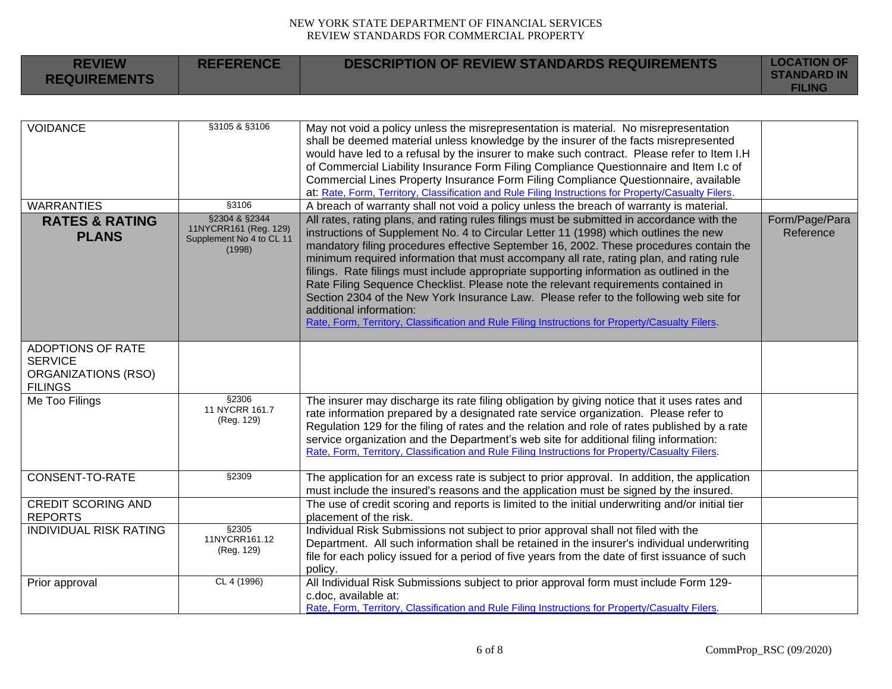| REVIEW REQUIREMENTS | REFERENCE | DESCRIPTION OF REVIEW STANDARDS REQUIREMENTS | LOCATION OF STANDARD IN FILING |
|---|---|---|---|
| VOIDANCE | §3105 & §3106 | May not void a policy unless the misrepresentation is material. No misrepresentation shall be deemed material unless knowledge by the insurer of the facts misrepresented would have led to a refusal by the insurer to make such contract. Please refer to Item I.H of Commercial Liability Insurance Form Filing Compliance Questionnaire and Item I.c of Commercial Lines Property Insurance Form Filing Compliance Questionnaire, available at: Rate, Form, Territory, Classification and Rule Filing Instructions for Property/Casualty Filers. | |
| WARRANTIES | §3106 | A breach of warranty shall not void a policy unless the breach of warranty is material. | |
| **RATES & RATING PLANS** | §2304 & §2344 11NYCRR161 (Reg. 129) Supplement No 4 to CL 11 (1998) | All rates, rating plans, and rating rules filings must be submitted in accordance with the instructions of Supplement No. 4 to Circular Letter 11 (1998) which outlines the new mandatory filing procedures effective September 16, 2002. These procedures contain the minimum required information that must accompany all rate, rating plan, and rating rule filings. Rate filings must include appropriate supporting information as outlined in the Rate Filing Sequence Checklist. Please note the relevant requirements contained in Section 2304 of the New York Insurance Law. Please refer to the following web site for additional information: Rate, Form, Territory, Classification and Rule Filing Instructions for Property/Casualty Filers. | Form/Page/Para Reference |
| ADOPTIONS OF RATE SERVICE ORGANIZATIONS (RSO) FILINGS | | | |
| Me Too Filings | §2306 11 NYCRR 161.7 (Reg. 129) | The insurer may discharge its rate filing obligation by giving notice that it uses rates and rate information prepared by a designated rate service organization. Please refer to Regulation 129 for the filing of rates and the relation and role of rates published by a rate service organization and the Department's web site for additional filing information: Rate, Form, Territory, Classification and Rule Filing Instructions for Property/Casualty Filers. | |
| CONSENT-TO-RATE | §2309 | The application for an excess rate is subject to prior approval. In addition, the application must include the insured's reasons and the application must be signed by the insured. | |
| CREDIT SCORING AND REPORTS | | The use of credit scoring and reports is limited to the initial underwriting and/or initial tier placement of the risk. | |
| INDIVIDUAL RISK RATING | §2305 11NYCRR161.12 (Reg. 129) | Individual Risk Submissions not subject to prior approval shall not filed with the Department. All such information shall be retained in the insurer's individual underwriting file for each policy issued for a period of five years from the date of first issuance of such policy. | |
| Prior approval | CL 4 (1996) | All Individual Risk Submissions subject to prior approval form must include Form 129-c.doc, available at: Rate, Form, Territory, Classification and Rule Filing Instructions for Property/Casualty Filers. | |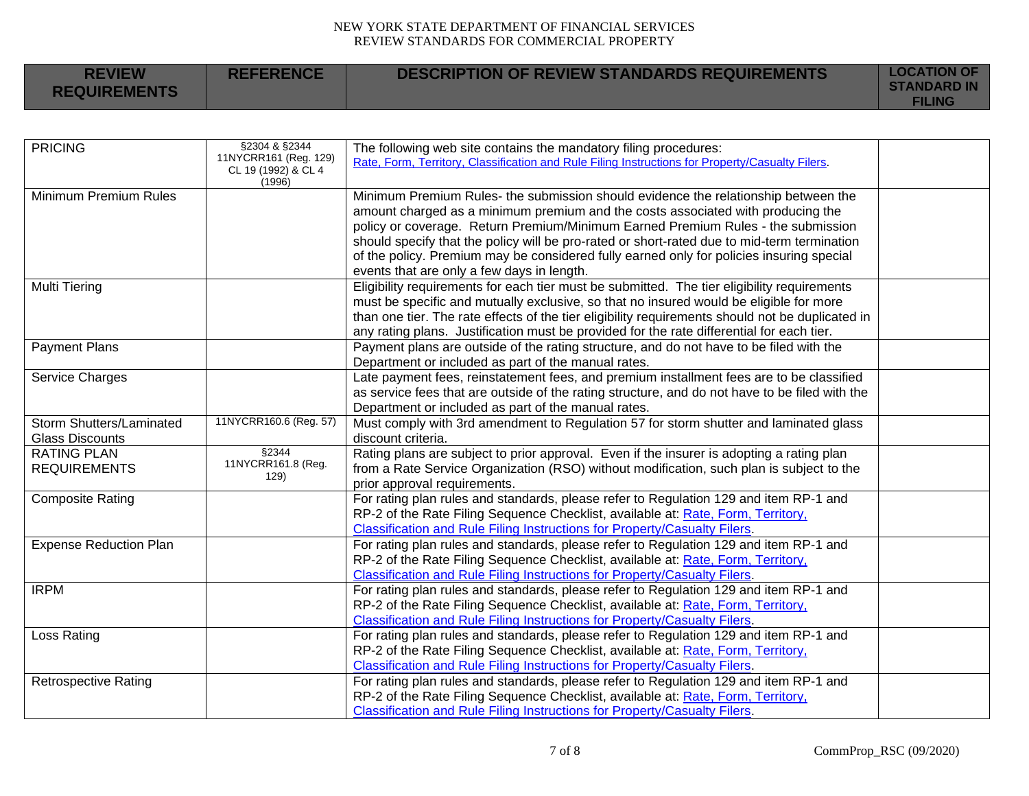| REVIEW REQUIREMENTS | REFERENCE | DESCRIPTION OF REVIEW STANDARDS REQUIREMENTS | LOCATION OF STANDARD IN FILING |
|---|---|---|---|
| PRICING | §2304 & §2344 11NYCRR161 (Reg. 129) CL 19 (1992) & CL 4 (1996) | The following web site contains the mandatory filing procedures: [Rate, Form, Territory, Classification and Rule Filing Instructions for Property/Casualty Filers](). | |
| Minimum Premium Rules | | Minimum Premium Rules- the submission should evidence the relationship between the amount charged as a minimum premium and the costs associated with producing the policy or coverage. Return Premium/Minimum Earned Premium Rules - the submission should specify that the policy will be pro-rated or short-rated due to mid-term termination of the policy. Premium may be considered fully earned only for policies insuring special events that are only a few days in length. | |
| Multi Tiering | | Eligibility requirements for each tier must be submitted. The tier eligibility requirements must be specific and mutually exclusive, so that no insured would be eligible for more than one tier. The rate effects of the tier eligibility requirements should not be duplicated in any rating plans. Justification must be provided for the rate differential for each tier. | |
| Payment Plans | | Payment plans are outside of the rating structure, and do not have to be filed with the Department or included as part of the manual rates. | |
| Service Charges | | Late payment fees, reinstatement fees, and premium installment fees are to be classified as service fees that are outside of the rating structure, and do not have to be filed with the Department or included as part of the manual rates. | |
| Storm Shutters/Laminated Glass Discounts | 11NYCRR160.6 (Reg. 57) | Must comply with 3rd amendment to Regulation 57 for storm shutter and laminated glass discount criteria. | |
| RATING PLAN REQUIREMENTS | §2344 11NYCRR161.8 (Reg. 129) | Rating plans are subject to prior approval. Even if the insurer is adopting a rating plan from a Rate Service Organization (RSO) without modification, such plan is subject to the prior approval requirements. | |
| Composite Rating | | For rating plan rules and standards, please refer to Regulation 129 and item RP-1 and RP-2 of the Rate Filing Sequence Checklist, available at: [Rate, Form, Territory, Classification and Rule Filing Instructions for Property/Casualty Filers](). | |
| Expense Reduction Plan | | For rating plan rules and standards, please refer to Regulation 129 and item RP-1 and RP-2 of the Rate Filing Sequence Checklist, available at: [Rate, Form, Territory, Classification and Rule Filing Instructions for Property/Casualty Filers](). | |
| IRPM | | For rating plan rules and standards, please refer to Regulation 129 and item RP-1 and RP-2 of the Rate Filing Sequence Checklist, available at: [Rate, Form, Territory, Classification and Rule Filing Instructions for Property/Casualty Filers](). | |
| Loss Rating | | For rating plan rules and standards, please refer to Regulation 129 and item RP-1 and RP-2 of the Rate Filing Sequence Checklist, available at: [Rate, Form, Territory, Classification and Rule Filing Instructions for Property/Casualty Filers](). | |
| Retrospective Rating | | For rating plan rules and standards, please refer to Regulation 129 and item RP-1 and RP-2 of the Rate Filing Sequence Checklist, available at: [Rate, Form, Territory, Classification and Rule Filing Instructions for Property/Casualty Filers](). | |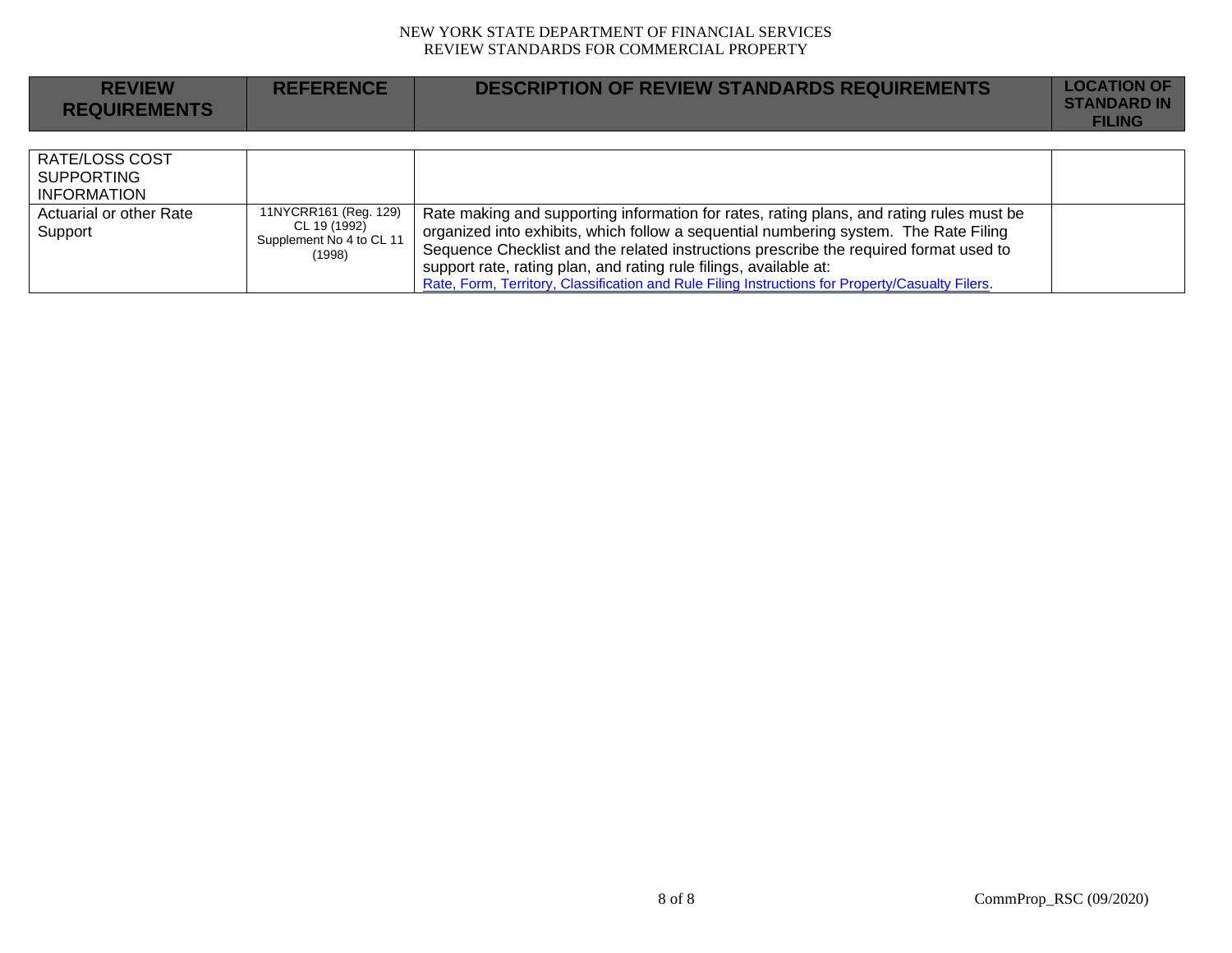| REVIEW REQUIREMENTS | REFERENCE | DESCRIPTION OF REVIEW STANDARDS REQUIREMENTS | LOCATION OF STANDARD IN FILING |
|---|---|---|---|
| RATE/LOSS COST SUPPORTING INFORMATION | | | |
| Actuarial or other Rate Support | 11NYCRR161 (Reg. 129) CL 19 (1992) Supplement No 4 to CL 11 (1998) | Rate making and supporting information for rates, rating plans, and rating rules must be organized into exhibits, which follow a sequential numbering system. The Rate Filing Sequence Checklist and the related instructions prescribe the required format used to support rate, rating plan, and rating rule filings, available at: Rate, Form, Territory, Classification and Rule Filing Instructions for Property/Casualty Filers. | |